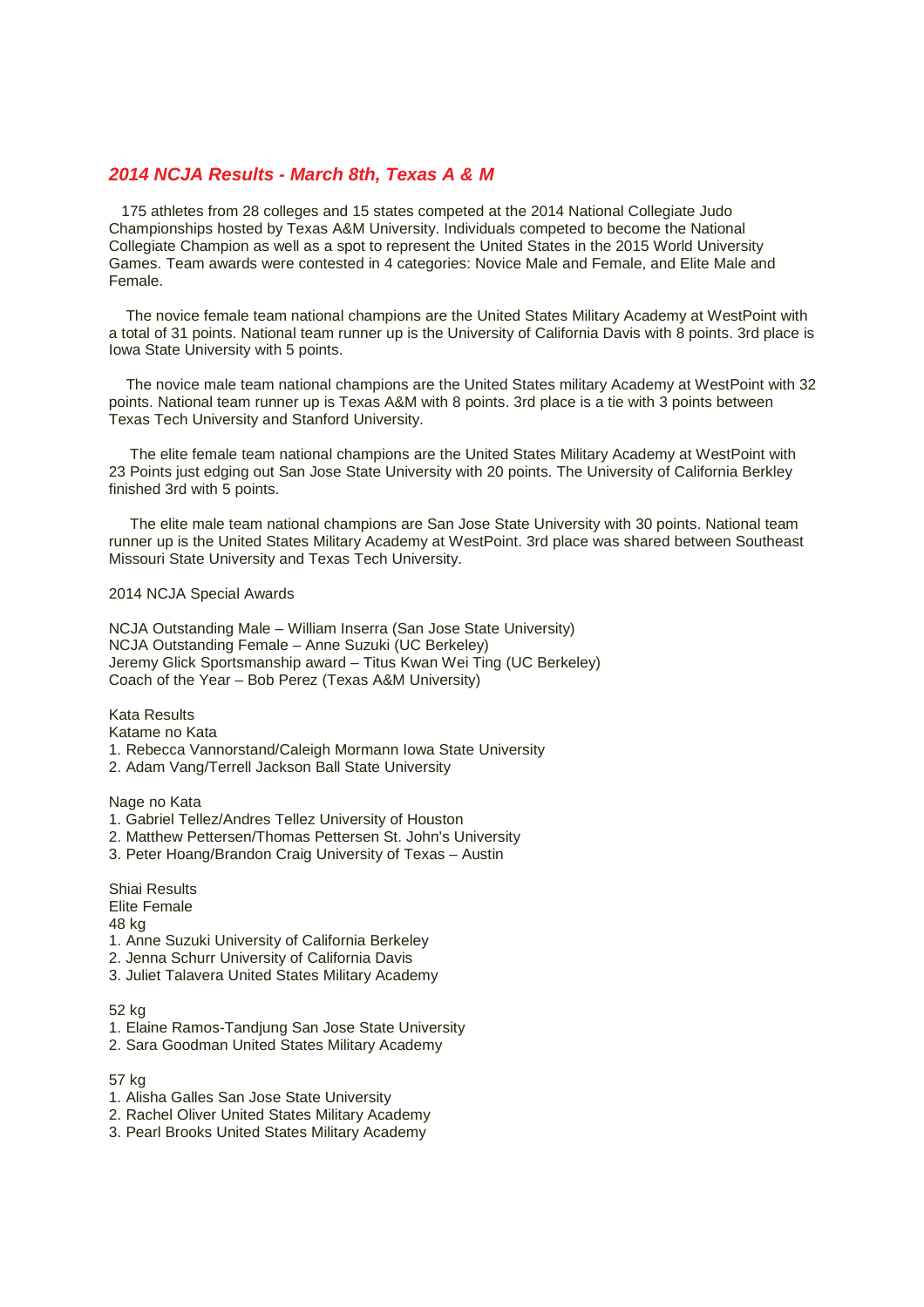## *2014 NCJA Results - March 8th, Texas A & M*

175 athletes from 28 colleges and 15 states competed at the 2014 National Collegiate Judo Championships hosted by Texas A&M University. Individuals competed to become the National Collegiate Champion as well as a spot to represent the United States in the 2015 World University Games. Team awards were contested in 4 categories: Novice Male and Female, and Elite Male and Female.

The novice female team national champions are the United States Military Academy at WestPoint with a total of 31 points. National team runner up is the University of California Davis with 8 points. 3rd place is Iowa State University with 5 points.

The novice male team national champions are the United States military Academy at WestPoint with 32 points. National team runner up is Texas A&M with 8 points. 3rd place is a tie with 3 points between Texas Tech University and Stanford University.

The elite female team national champions are the United States Military Academy at WestPoint with 23 Points just edging out San Jose State University with 20 points. The University of California Berkley finished 3rd with 5 points.

The elite male team national champions are San Jose State University with 30 points. National team runner up is the United States Military Academy at WestPoint. 3rd place was shared between Southeast Missouri State University and Texas Tech University.

2014 NCJA Special Awards

NCJA Outstanding Male – William Inserra (San Jose State University)
NCJA Outstanding Female – Anne Suzuki (UC Berkeley)
Jeremy Glick Sportsmanship award – Titus Kwan Wei Ting (UC Berkeley)
Coach of the Year – Bob Perez (Texas A&M University)

Kata Results
Katame no Kata
1. Rebecca Vannorstand/Caleigh Mormann Iowa State University
2. Adam Vang/Terrell Jackson Ball State University

Nage no Kata
1. Gabriel Tellez/Andres Tellez University of Houston
2. Matthew Pettersen/Thomas Pettersen St. John's University
3. Peter Hoang/Brandon Craig University of Texas – Austin

Shiai Results
Elite Female
48 kg
1. Anne Suzuki University of California Berkeley
2. Jenna Schurr University of California Davis
3. Juliet Talavera United States Military Academy

52 kg
1. Elaine Ramos-Tandjung San Jose State University
2. Sara Goodman United States Military Academy

57 kg
1. Alisha Galles San Jose State University
2. Rachel Oliver United States Military Academy
3. Pearl Brooks United States Military Academy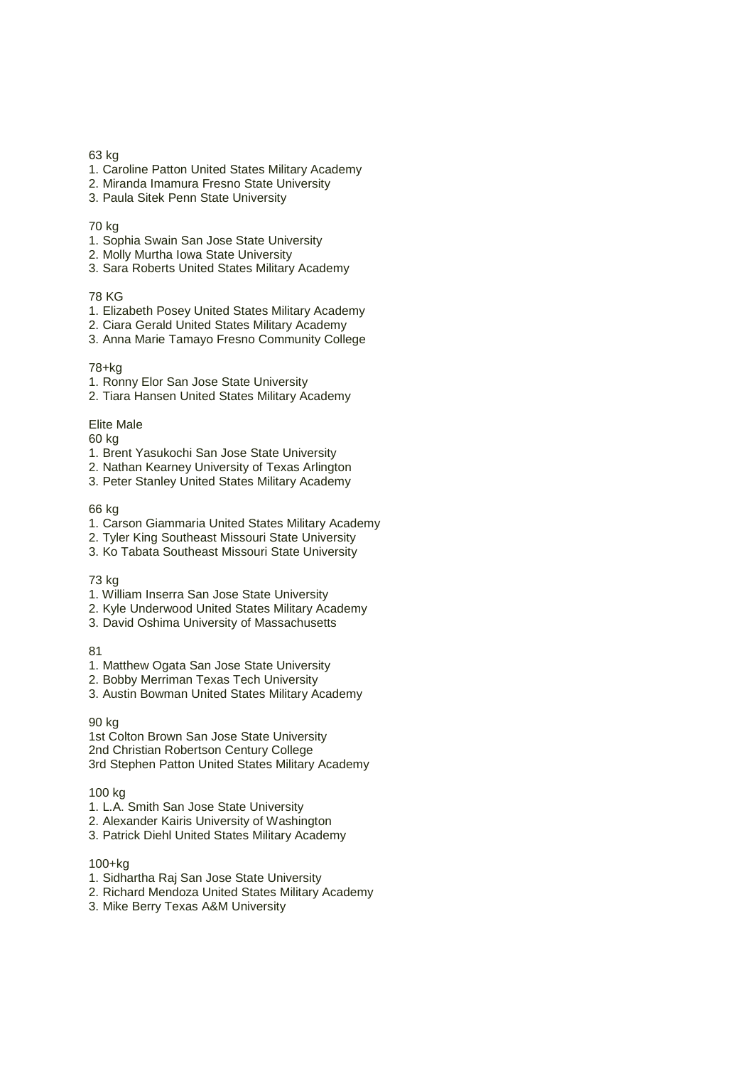63 kg

1. Caroline Patton United States Military Academy
2. Miranda Imamura Fresno State University
3. Paula Sitek Penn State University

70 kg

1. Sophia Swain San Jose State University
2. Molly Murtha Iowa State University
3. Sara Roberts United States Military Academy

78 KG

1. Elizabeth Posey United States Military Academy
2. Ciara Gerald United States Military Academy
3. Anna Marie Tamayo Fresno Community College

78+kg

1. Ronny Elor San Jose State University
2. Tiara Hansen United States Military Academy

Elite Male

60 kg

1. Brent Yasukochi San Jose State University
2. Nathan Kearney University of Texas Arlington
3. Peter Stanley United States Military Academy

66 kg

1. Carson Giammaria United States Military Academy
2. Tyler King Southeast Missouri State University
3. Ko Tabata Southeast Missouri State University

73 kg

1. William Inserra San Jose State University
2. Kyle Underwood United States Military Academy
3. David Oshima University of Massachusetts

81

1. Matthew Ogata San Jose State University
2. Bobby Merriman Texas Tech University
3. Austin Bowman United States Military Academy

90 kg

1st Colton Brown San Jose State University
2nd Christian Robertson Century College
3rd Stephen Patton United States Military Academy

100 kg

1. L.A. Smith San Jose State University
2. Alexander Kairis University of Washington
3. Patrick Diehl United States Military Academy

100+kg

1. Sidhartha Raj San Jose State University
2. Richard Mendoza United States Military Academy
3. Mike Berry Texas A&M University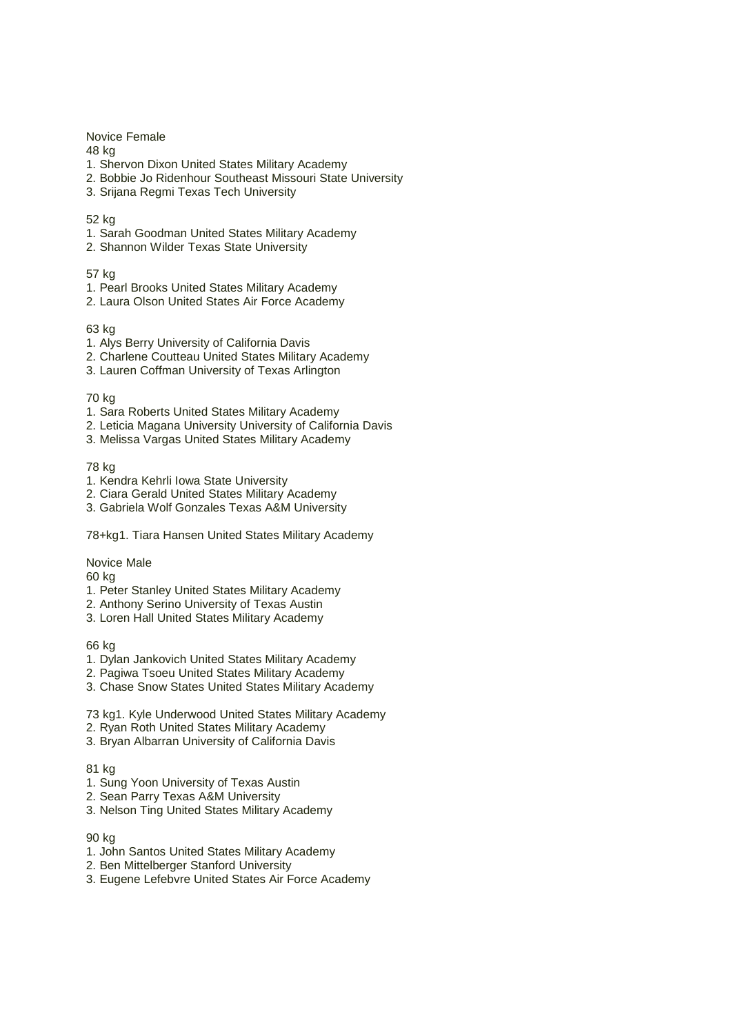Novice Female

48 kg

1. Shervon Dixon United States Military Academy
2. Bobbie Jo Ridenhour Southeast Missouri State University
3. Srijana Regmi Texas Tech University

52 kg

1. Sarah Goodman United States Military Academy
2. Shannon Wilder Texas State University

57 kg

1. Pearl Brooks United States Military Academy
2. Laura Olson United States Air Force Academy

63 kg

1. Alys Berry University of California Davis
2. Charlene Coutteau United States Military Academy
3. Lauren Coffman University of Texas Arlington

70 kg

1. Sara Roberts United States Military Academy
2. Leticia Magana University University of California Davis
3. Melissa Vargas United States Military Academy

78 kg

1. Kendra Kehrli Iowa State University
2. Ciara Gerald United States Military Academy
3. Gabriela Wolf Gonzales Texas A&M University

78+kg1. Tiara Hansen United States Military Academy

Novice Male

60 kg

1. Peter Stanley United States Military Academy
2. Anthony Serino University of Texas Austin
3. Loren Hall United States Military Academy

66 kg

1. Dylan Jankovich United States Military Academy
2. Pagiwa Tsoeu United States Military Academy
3. Chase Snow States United States Military Academy

73 kg1. Kyle Underwood United States Military Academy

2. Ryan Roth United States Military Academy
3. Bryan Albarran University of California Davis

81 kg

1. Sung Yoon University of Texas Austin
2. Sean Parry Texas A&M University
3. Nelson Ting United States Military Academy

90 kg

1. John Santos United States Military Academy
2. Ben Mittelberger Stanford University
3. Eugene Lefebvre United States Air Force Academy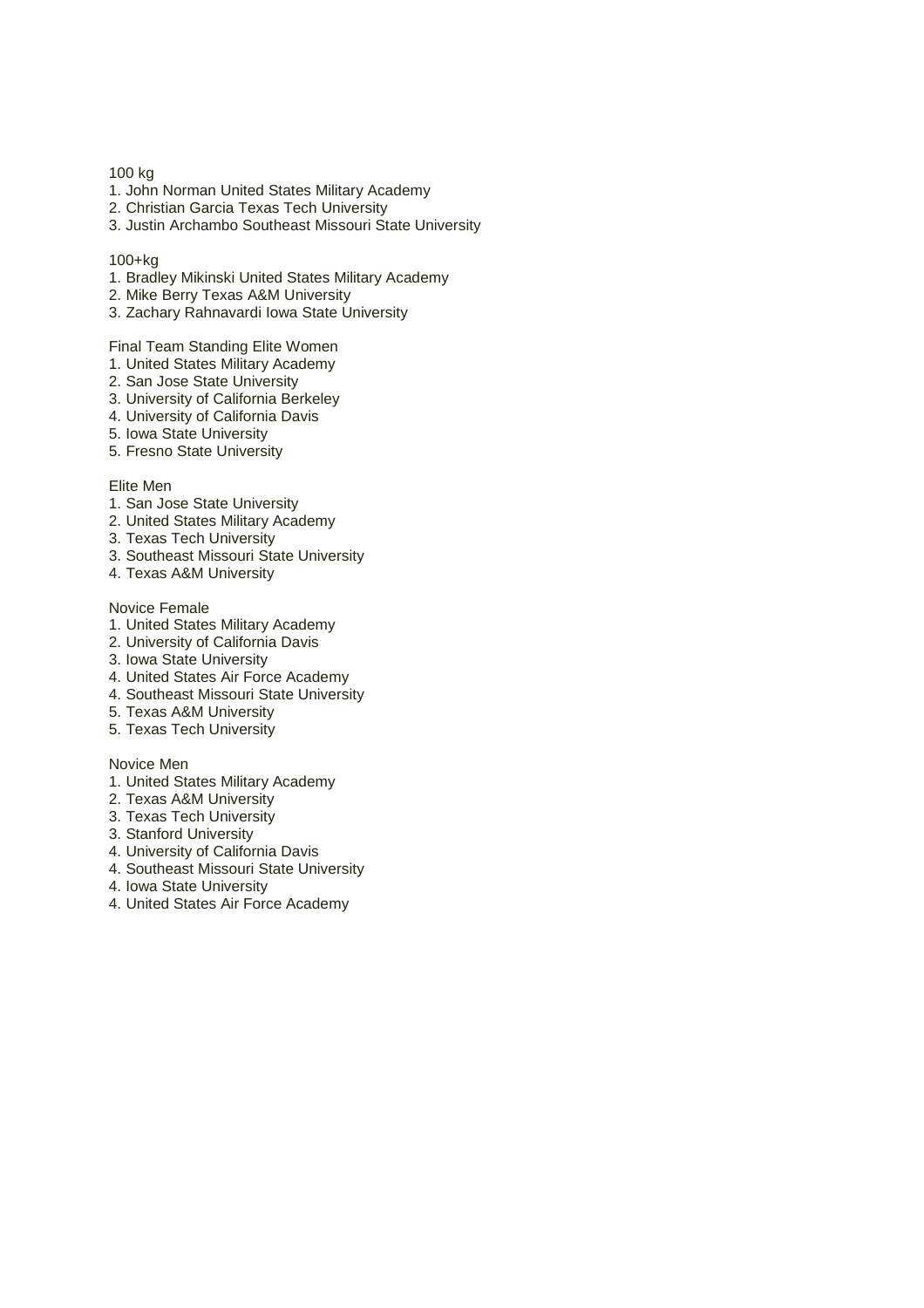100 kg

1. John Norman United States Military Academy
2. Christian Garcia Texas Tech University
3. Justin Archambo Southeast Missouri State University

100+kg

1. Bradley Mikinski United States Military Academy
2. Mike Berry Texas A&M University
3. Zachary Rahnavardi Iowa State University

Final Team Standing Elite Women

1. United States Military Academy
2. San Jose State University
3. University of California Berkeley
4. University of California Davis
5. Iowa State University
5. Fresno State University

Elite Men

1. San Jose State University
2. United States Military Academy
3. Texas Tech University
3. Southeast Missouri State University
4. Texas A&M University

Novice Female

1. United States Military Academy
2. University of California Davis
3. Iowa State University
4. United States Air Force Academy
4. Southeast Missouri State University
5. Texas A&M University
5. Texas Tech University

Novice Men

1. United States Military Academy
2. Texas A&M University
3. Texas Tech University
3. Stanford University
4. University of California Davis
4. Southeast Missouri State University
4. Iowa State University
4. United States Air Force Academy